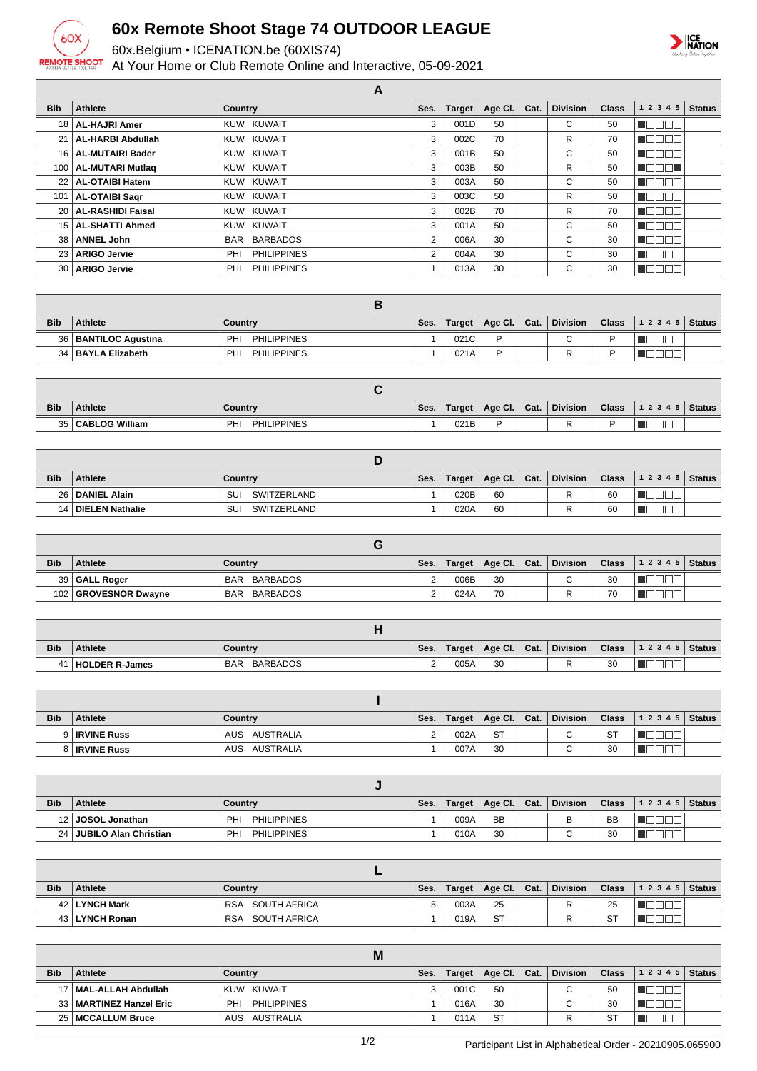# 60x Remote Shoot Stage 74 OUTDOOR LEAGUE

60x.Belgium • ICENATION.be (60XIS74)

At Your Home or Club Remote Online and Interactive, 05-09-2021

## A

| Bib | Athlete | Country | Ses. | Target | Age Cl. | Cat. | Division | Class | 1 2 3 4 5 | Status |
|---|---|---|---|---|---|---|---|---|---|---|
| 18 | **AL-HAJRI Amer** | KUW KUWAIT | 3 | 001D | 50 | | C | 50 | | |
| 21 | **AL-HARBI Abdullah** | KUW KUWAIT | 3 | 002C | 70 | | R | 70 | | |
| 16 | **AL-MUTAIRI Bader** | KUW KUWAIT | 3 | 001B | 50 | | C | 50 | | |
| 100 | **AL-MUTARI Mutlaq** | KUW KUWAIT | 3 | 003B | 50 | | R | 50 | | |
| 22 | **AL-OTAIBI Hatem** | KUW KUWAIT | 3 | 003A | 50 | | C | 50 | | |
| 101 | **AL-OTAIBI Saqr** | KUW KUWAIT | 3 | 003C | 50 | | R | 50 | | |
| 20 | **AL-RASHIDI Faisal** | KUW KUWAIT | 3 | 002B | 70 | | R | 70 | | |
| 15 | **AL-SHATTI Ahmed** | KUW KUWAIT | 3 | 001A | 50 | | C | 50 | | |
| 38 | **ANNEL John** | BAR BARBADOS | 2 | 006A | 30 | | C | 30 | | |
| 23 | **ARIGO Jervie** | PHI PHILIPPINES | 2 | 004A | 30 | | C | 30 | | |
| 30 | **ARIGO Jervie** | PHI PHILIPPINES | 1 | 013A | 30 | | C | 30 | | |

## B

| Bib | Athlete | Country | Ses. | Target | Age Cl. | Cat. | Division | Class | 1 2 3 4 5 | Status |
|---|---|---|---|---|---|---|---|---|---|---|
| 36 | **BANTILOC Agustina** | PHI PHILIPPINES | 1 | 021C | P | | C | P | | |
| 34 | **BAYLA Elizabeth** | PHI PHILIPPINES | 1 | 021A | P | | R | P | | |

## C

| Bib | Athlete | Country | Ses. | Target | Age Cl. | Cat. | Division | Class | 1 2 3 4 5 | Status |
|---|---|---|---|---|---|---|---|---|---|---|
| 35 | **CABLOG William** | PHI PHILIPPINES | 1 | 021B | P | | R | P | | |

## D

| Bib | Athlete | Country | Ses. | Target | Age Cl. | Cat. | Division | Class | 1 2 3 4 5 | Status |
|---|---|---|---|---|---|---|---|---|---|---|
| 26 | **DANIEL Alain** | SUI SWITZERLAND | 1 | 020B | 60 | | R | 60 | | |
| 14 | **DIELEN Nathalie** | SUI SWITZERLAND | 1 | 020A | 60 | | R | 60 | | |

## G

| Bib | Athlete | Country | Ses. | Target | Age Cl. | Cat. | Division | Class | 1 2 3 4 5 | Status |
|---|---|---|---|---|---|---|---|---|---|---|
| 39 | **GALL Roger** | BAR BARBADOS | 2 | 006B | 30 | | C | 30 | | |
| 102 | **GROVESNOR Dwayne** | BAR BARBADOS | 2 | 024A | 70 | | R | 70 | | |

## H

| Bib | Athlete | Country | Ses. | Target | Age Cl. | Cat. | Division | Class | 1 2 3 4 5 | Status |
|---|---|---|---|---|---|---|---|---|---|---|
| 41 | **HOLDER R-James** | BAR BARBADOS | 2 | 005A | 30 | | R | 30 | | |

## I

| Bib | Athlete | Country | Ses. | Target | Age Cl. | Cat. | Division | Class | 1 2 3 4 5 | Status |
|---|---|---|---|---|---|---|---|---|---|---|
| 9 | **IRVINE Russ** | AUS AUSTRALIA | 2 | 002A | ST | | C | ST | | |
| 8 | **IRVINE Russ** | AUS AUSTRALIA | 1 | 007A | 30 | | C | 30 | | |

## J

| Bib | Athlete | Country | Ses. | Target | Age Cl. | Cat. | Division | Class | 1 2 3 4 5 | Status |
|---|---|---|---|---|---|---|---|---|---|---|
| 12 | **JOSOL Jonathan** | PHI PHILIPPINES | 1 | 009A | BB | | B | BB | | |
| 24 | **JUBILO Alan Christian** | PHI PHILIPPINES | 1 | 010A | 30 | | C | 30 | | |

## L

| Bib | Athlete | Country | Ses. | Target | Age Cl. | Cat. | Division | Class | 1 2 3 4 5 | Status |
|---|---|---|---|---|---|---|---|---|---|---|
| 42 | **LYNCH Mark** | RSA SOUTH AFRICA | 5 | 003A | 25 | | R | 25 | | |
| 43 | **LYNCH Ronan** | RSA SOUTH AFRICA | 1 | 019A | ST | | R | ST | | |

## M

| Bib | Athlete | Country | Ses. | Target | Age Cl. | Cat. | Division | Class | 1 2 3 4 5 | Status |
|---|---|---|---|---|---|---|---|---|---|---|
| 17 | **MAL-ALLAH Abdullah** | KUW KUWAIT | 3 | 001C | 50 | | C | 50 | | |
| 33 | **MARTINEZ Hanzel Eric** | PHI PHILIPPINES | 1 | 016A | 30 | | C | 30 | | |
| 25 | **MCCALLUM Bruce** | AUS AUSTRALIA | 1 | 011A | ST | | R | ST | | |

Participant List in Alphabetical Order - 20210905.065900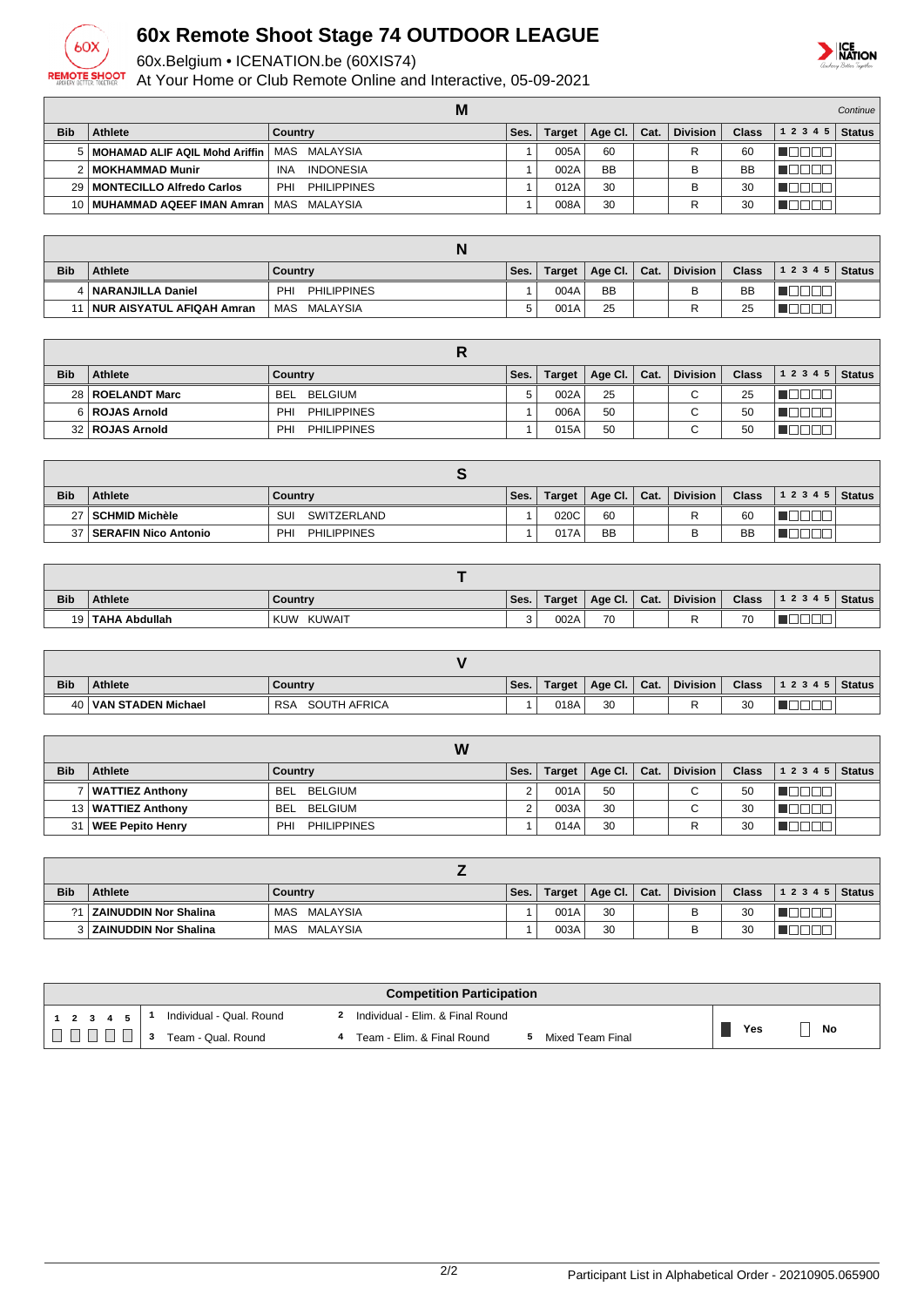# 60x Remote Shoot Stage 74 OUTDOOR LEAGUE

60x.Belgium • ICENATION.be (60XIS74)

At Your Home or Club Remote Online and Interactive, 05-09-2021

| M | | | | | | | | | | |
|---|---|---|---|---|---|---|---|---|---|---|
| Bib | Athlete | Country | Ses. | Target | Age Cl. | Cat. | Division | Class | 1 2 3 4 5 | Status |
| 5 | MOHAMAD ALIF AQIL Mohd Ariffin | MAS MALAYSIA | 1 | 005A | 60 | | R | 60 | ■□□□□ | |
| 2 | MOKHAMMAD Munir | INA INDONESIA | 1 | 002A | BB | | B | BB | ■□□□□ | |
| 29 | MONTECILLO Alfredo Carlos | PHI PHILIPPINES | 1 | 012A | 30 | | B | 30 | ■□□□□ | |
| 10 | MUHAMMAD AQEEF IMAN Amran | MAS MALAYSIA | 1 | 008A | 30 | | R | 30 | ■□□□□ | |

| N | | | | | | | | | | |
|---|---|---|---|---|---|---|---|---|---|---|
| Bib | Athlete | Country | Ses. | Target | Age Cl. | Cat. | Division | Class | 1 2 3 4 5 | Status |
| 4 | NARANJILLA Daniel | PHI PHILIPPINES | 1 | 004A | BB | | B | BB | ■□□□□ | |
| 11 | NUR AISYATUL AFIQAH Amran | MAS MALAYSIA | 5 | 001A | 25 | | R | 25 | ■□□□□ | |

| R | | | | | | | | | | |
|---|---|---|---|---|---|---|---|---|---|---|
| Bib | Athlete | Country | Ses. | Target | Age Cl. | Cat. | Division | Class | 1 2 3 4 5 | Status |
| 28 | ROELANDT Marc | BEL BELGIUM | 5 | 002A | 25 | | C | 25 | ■□□□□ | |
| 6 | ROJAS Arnold | PHI PHILIPPINES | 1 | 006A | 50 | | C | 50 | ■□□□□ | |
| 32 | ROJAS Arnold | PHI PHILIPPINES | 1 | 015A | 50 | | C | 50 | ■□□□□ | |

| S | | | | | | | | | | |
|---|---|---|---|---|---|---|---|---|---|---|
| Bib | Athlete | Country | Ses. | Target | Age Cl. | Cat. | Division | Class | 1 2 3 4 5 | Status |
| 27 | SCHMID Michèle | SUI SWITZERLAND | 1 | 020C | 60 | | R | 60 | ■□□□□ | |
| 37 | SERAFIN Nico Antonio | PHI PHILIPPINES | 1 | 017A | BB | | B | BB | ■□□□□ | |

| T | | | | | | | | | | |
|---|---|---|---|---|---|---|---|---|---|---|
| Bib | Athlete | Country | Ses. | Target | Age Cl. | Cat. | Division | Class | 1 2 3 4 5 | Status |
| 19 | TAHA Abdullah | KUW KUWAIT | 3 | 002A | 70 | | R | 70 | ■□□□□ | |

| V | | | | | | | | | | |
|---|---|---|---|---|---|---|---|---|---|---|
| Bib | Athlete | Country | Ses. | Target | Age Cl. | Cat. | Division | Class | 1 2 3 4 5 | Status |
| 40 | VAN STADEN Michael | RSA SOUTH AFRICA | 1 | 018A | 30 | | R | 30 | ■□□□□ | |

| W | | | | | | | | | | |
|---|---|---|---|---|---|---|---|---|---|---|
| Bib | Athlete | Country | Ses. | Target | Age Cl. | Cat. | Division | Class | 1 2 3 4 5 | Status |
| 7 | WATTIEZ Anthony | BEL BELGIUM | 2 | 001A | 50 | | C | 50 | ■□□□□ | |
| 13 | WATTIEZ Anthony | BEL BELGIUM | 2 | 003A | 30 | | C | 30 | ■□□□□ | |
| 31 | WEE Pepito Henry | PHI PHILIPPINES | 1 | 014A | 30 | | R | 30 | ■□□□□ | |

| Z | | | | | | | | | | |
|---|---|---|---|---|---|---|---|---|---|---|
| Bib | Athlete | Country | Ses. | Target | Age Cl. | Cat. | Division | Class | 1 2 3 4 5 | Status |
| ?1 | ZAINUDDIN Nor Shalina | MAS MALAYSIA | 1 | 001A | 30 | | B | 30 | ■□□□□ | |
| 3 | ZAINUDDIN Nor Shalina | MAS MALAYSIA | 1 | 003A | 30 | | B | 30 | ■□□□□ | |

| Competition Participation | | | | |
|---|---|---|---|---|
| 1 2 3 4 5 | 1 Individual - Qual. Round | 2 Individual - Elim. & Final Round | | ■ Yes □ No |
| □□□□□ | 3 Team - Qual. Round | 4 Team - Elim. & Final Round | 5 Mixed Team Final | |

Participant List in Alphabetical Order - 20210905.065900